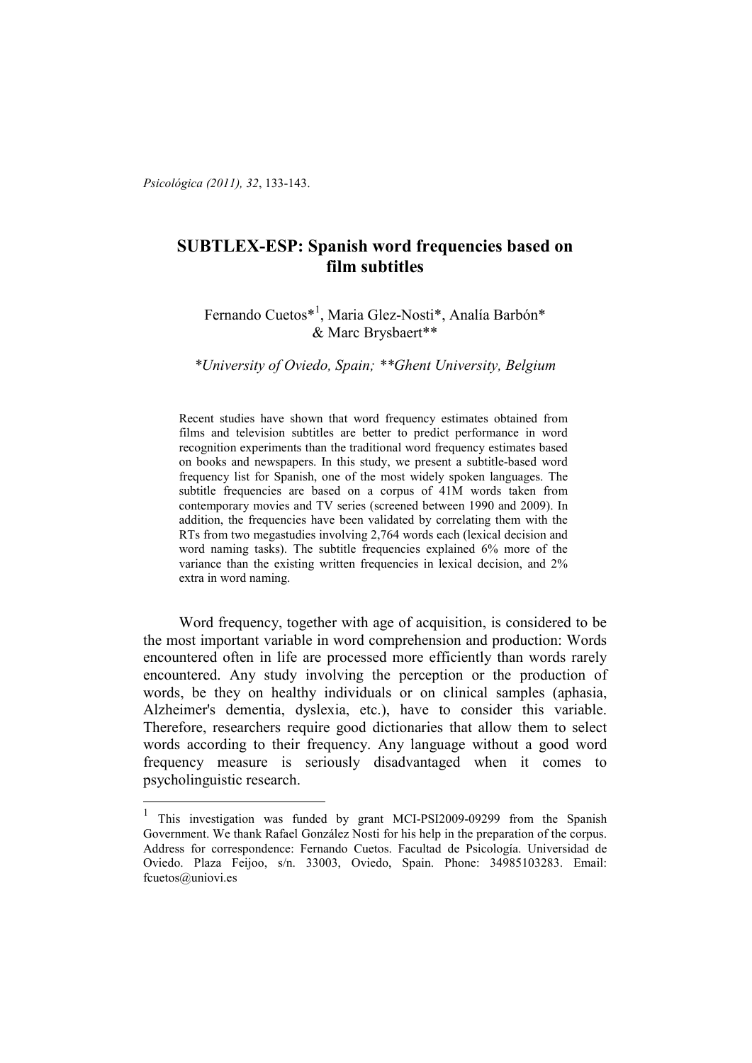# SUBTLEX-ESP: Spanish word frequencies based on film subtitles

Fernando Cuetos*[1], Maria Glez-Nosti*, Analía Barbón* & Marc Brysbaert**

*\*University of Oviedo, Spain; \*\*Ghent University, Belgium*

Recent studies have shown that word frequency estimates obtained from films and television subtitles are better to predict performance in word recognition experiments than the traditional word frequency estimates based on books and newspapers. In this study, we present a subtitle-based word frequency list for Spanish, one of the most widely spoken languages. The subtitle frequencies are based on a corpus of 41M words taken from contemporary movies and TV series (screened between 1990 and 2009). In addition, the frequencies have been validated by correlating them with the RTs from two megastudies involving 2,764 words each (lexical decision and word naming tasks). The subtitle frequencies explained 6% more of the variance than the existing written frequencies in lexical decision, and 2% extra in word naming.

Word frequency, together with age of acquisition, is considered to be the most important variable in word comprehension and production: Words encountered often in life are processed more efficiently than words rarely encountered. Any study involving the perception or the production of words, be they on healthy individuals or on clinical samples (aphasia, Alzheimer's dementia, dyslexia, etc.), have to consider this variable. Therefore, researchers require good dictionaries that allow them to select words according to their frequency. Any language without a good word frequency measure is seriously disadvantaged when it comes to psycholinguistic research.

---

[1] This investigation was funded by grant MCI-PSI2009-09299 from the Spanish Government. We thank Rafael González Nosti for his help in the preparation of the corpus. Address for correspondence: Fernando Cuetos. Facultad de Psicología. Universidad de Oviedo. Plaza Feijoo, s/n. 33003, Oviedo, Spain. Phone: 34985103283. Email: fcuetos@uniovi.es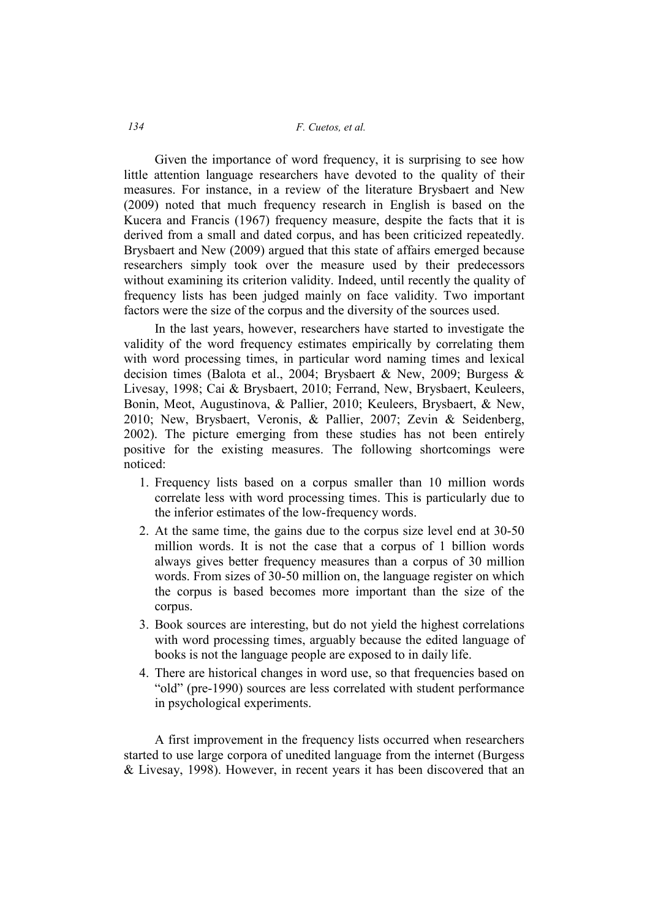Given the importance of word frequency, it is surprising to see how little attention language researchers have devoted to the quality of their measures. For instance, in a review of the literature Brysbaert and New (2009) noted that much frequency research in English is based on the Kucera and Francis (1967) frequency measure, despite the facts that it is derived from a small and dated corpus, and has been criticized repeatedly. Brysbaert and New (2009) argued that this state of affairs emerged because researchers simply took over the measure used by their predecessors without examining its criterion validity. Indeed, until recently the quality of frequency lists has been judged mainly on face validity. Two important factors were the size of the corpus and the diversity of the sources used.

In the last years, however, researchers have started to investigate the validity of the word frequency estimates empirically by correlating them with word processing times, in particular word naming times and lexical decision times (Balota et al., 2004; Brysbaert & New, 2009; Burgess & Livesay, 1998; Cai & Brysbaert, 2010; Ferrand, New, Brysbaert, Keuleers, Bonin, Meot, Augustinova, & Pallier, 2010; Keuleers, Brysbaert, & New, 2010; New, Brysbaert, Veronis, & Pallier, 2007; Zevin & Seidenberg, 2002). The picture emerging from these studies has not been entirely positive for the existing measures. The following shortcomings were noticed:

1. Frequency lists based on a corpus smaller than 10 million words correlate less with word processing times. This is particularly due to the inferior estimates of the low-frequency words.
2. At the same time, the gains due to the corpus size level end at 30-50 million words. It is not the case that a corpus of 1 billion words always gives better frequency measures than a corpus of 30 million words. From sizes of 30-50 million on, the language register on which the corpus is based becomes more important than the size of the corpus.
3. Book sources are interesting, but do not yield the highest correlations with word processing times, arguably because the edited language of books is not the language people are exposed to in daily life.
4. There are historical changes in word use, so that frequencies based on "old" (pre-1990) sources are less correlated with student performance in psychological experiments.

A first improvement in the frequency lists occurred when researchers started to use large corpora of unedited language from the internet (Burgess & Livesay, 1998). However, in recent years it has been discovered that an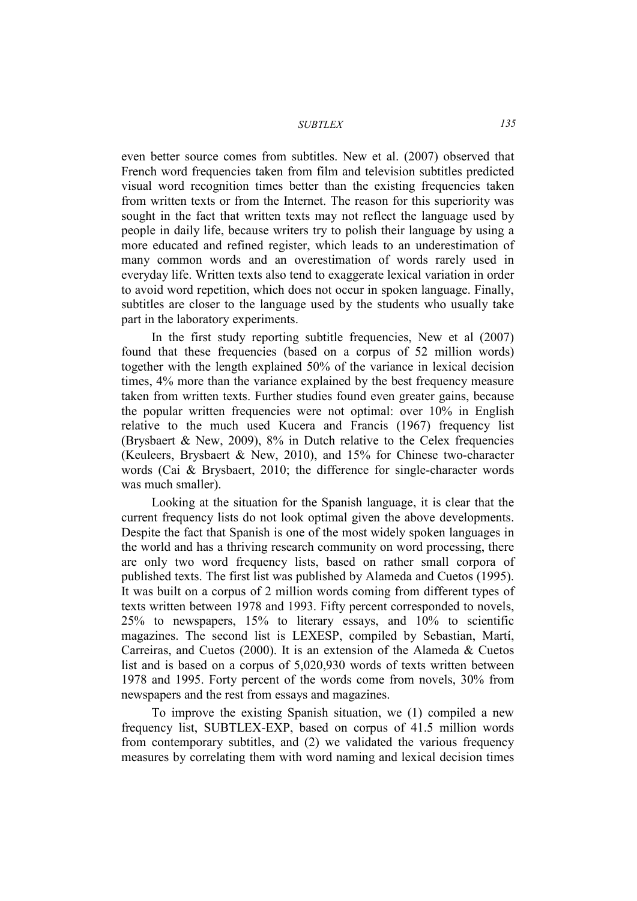even better source comes from subtitles. New et al. (2007) observed that French word frequencies taken from film and television subtitles predicted visual word recognition times better than the existing frequencies taken from written texts or from the Internet. The reason for this superiority was sought in the fact that written texts may not reflect the language used by people in daily life, because writers try to polish their language by using a more educated and refined register, which leads to an underestimation of many common words and an overestimation of words rarely used in everyday life. Written texts also tend to exaggerate lexical variation in order to avoid word repetition, which does not occur in spoken language. Finally, subtitles are closer to the language used by the students who usually take part in the laboratory experiments.

In the first study reporting subtitle frequencies, New et al (2007) found that these frequencies (based on a corpus of 52 million words) together with the length explained 50% of the variance in lexical decision times, 4% more than the variance explained by the best frequency measure taken from written texts. Further studies found even greater gains, because the popular written frequencies were not optimal: over 10% in English relative to the much used Kucera and Francis (1967) frequency list (Brysbaert & New, 2009), 8% in Dutch relative to the Celex frequencies (Keuleers, Brysbaert & New, 2010), and 15% for Chinese two-character words (Cai & Brysbaert, 2010; the difference for single-character words was much smaller).

Looking at the situation for the Spanish language, it is clear that the current frequency lists do not look optimal given the above developments. Despite the fact that Spanish is one of the most widely spoken languages in the world and has a thriving research community on word processing, there are only two word frequency lists, based on rather small corpora of published texts. The first list was published by Alameda and Cuetos (1995). It was built on a corpus of 2 million words coming from different types of texts written between 1978 and 1993. Fifty percent corresponded to novels, 25% to newspapers, 15% to literary essays, and 10% to scientific magazines. The second list is LEXESP, compiled by Sebastian, Martí, Carreiras, and Cuetos (2000). It is an extension of the Alameda & Cuetos list and is based on a corpus of 5,020,930 words of texts written between 1978 and 1995. Forty percent of the words come from novels, 30% from newspapers and the rest from essays and magazines.

To improve the existing Spanish situation, we (1) compiled a new frequency list, SUBTLEX-EXP, based on corpus of 41.5 million words from contemporary subtitles, and (2) we validated the various frequency measures by correlating them with word naming and lexical decision times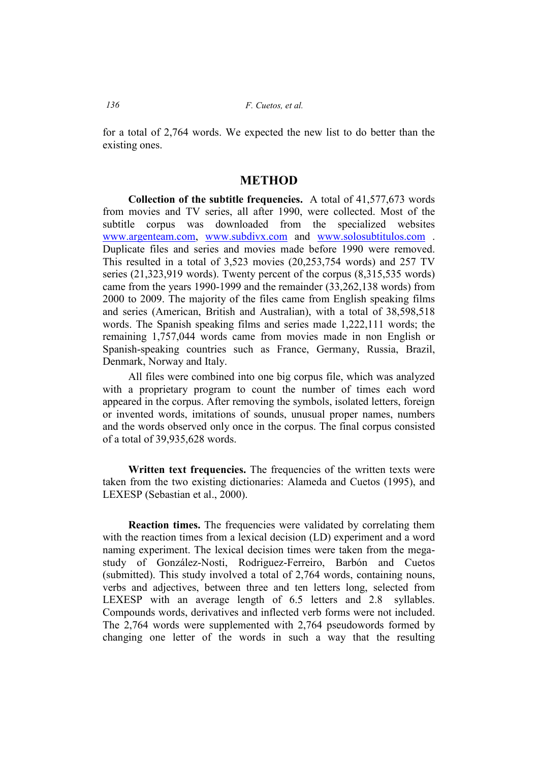for a total of 2,764 words. We expected the new list to do better than the existing ones.

## METHOD

**Collection of the subtitle frequencies.** A total of 41,577,673 words from movies and TV series, all after 1990, were collected. Most of the subtitle corpus was downloaded from the specialized websites www.argenteam.com, www.subdivx.com and www.solosubtitulos.com . Duplicate files and series and movies made before 1990 were removed. This resulted in a total of 3,523 movies (20,253,754 words) and 257 TV series (21,323,919 words). Twenty percent of the corpus (8,315,535 words) came from the years 1990-1999 and the remainder (33,262,138 words) from 2000 to 2009. The majority of the files came from English speaking films and series (American, British and Australian), with a total of 38,598,518 words. The Spanish speaking films and series made 1,222,111 words; the remaining 1,757,044 words came from movies made in non English or Spanish-speaking countries such as France, Germany, Russia, Brazil, Denmark, Norway and Italy.

All files were combined into one big corpus file, which was analyzed with a proprietary program to count the number of times each word appeared in the corpus. After removing the symbols, isolated letters, foreign or invented words, imitations of sounds, unusual proper names, numbers and the words observed only once in the corpus. The final corpus consisted of a total of 39,935,628 words.

**Written text frequencies.** The frequencies of the written texts were taken from the two existing dictionaries: Alameda and Cuetos (1995), and LEXESP (Sebastian et al., 2000).

**Reaction times.** The frequencies were validated by correlating them with the reaction times from a lexical decision (LD) experiment and a word naming experiment. The lexical decision times were taken from the mega-study of González-Nosti, Rodriguez-Ferreiro, Barbón and Cuetos (submitted). This study involved a total of 2,764 words, containing nouns, verbs and adjectives, between three and ten letters long, selected from LEXESP with an average length of 6.5 letters and 2.8 syllables. Compounds words, derivatives and inflected verb forms were not included. The 2,764 words were supplemented with 2,764 pseudowords formed by changing one letter of the words in such a way that the resulting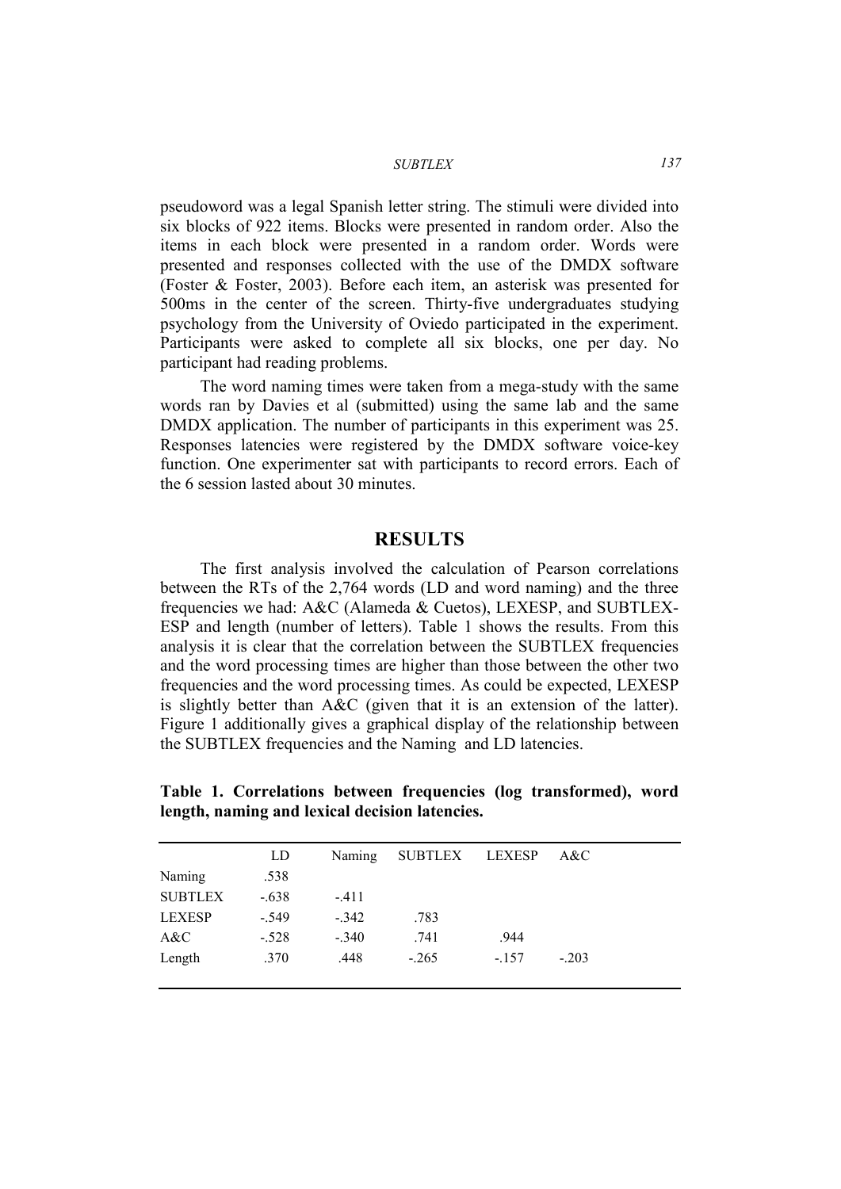pseudoword was a legal Spanish letter string. The stimuli were divided into six blocks of 922 items. Blocks were presented in random order. Also the items in each block were presented in a random order. Words were presented and responses collected with the use of the DMDX software (Foster & Foster, 2003). Before each item, an asterisk was presented for 500ms in the center of the screen. Thirty-five undergraduates studying psychology from the University of Oviedo participated in the experiment. Participants were asked to complete all six blocks, one per day. No participant had reading problems.

The word naming times were taken from a mega-study with the same words ran by Davies et al (submitted) using the same lab and the same DMDX application. The number of participants in this experiment was 25. Responses latencies were registered by the DMDX software voice-key function. One experimenter sat with participants to record errors. Each of the 6 session lasted about 30 minutes.

# RESULTS

The first analysis involved the calculation of Pearson correlations between the RTs of the 2,764 words (LD and word naming) and the three frequencies we had: A&C (Alameda & Cuetos), LEXESP, and SUBTLEX-ESP and length (number of letters). Table 1 shows the results. From this analysis it is clear that the correlation between the SUBTLEX frequencies and the word processing times are higher than those between the other two frequencies and the word processing times. As could be expected, LEXESP is slightly better than A&C (given that it is an extension of the latter). Figure 1 additionally gives a graphical display of the relationship between the SUBTLEX frequencies and the Naming and LD latencies.

**Table 1. Correlations between frequencies (log transformed), word length, naming and lexical decision latencies.**

| | LD | Naming | SUBTLEX | LEXESP | A&C |
|---|---|---|---|---|---|
| Naming | .538 | | | | |
| SUBTLEX | -.638 | -.411 | | | |
| LEXESP | -.549 | -.342 | .783 | | |
| A&C | -.528 | -.340 | .741 | .944 | |
| Length | .370 | .448 | -.265 | -.157 | -.203 |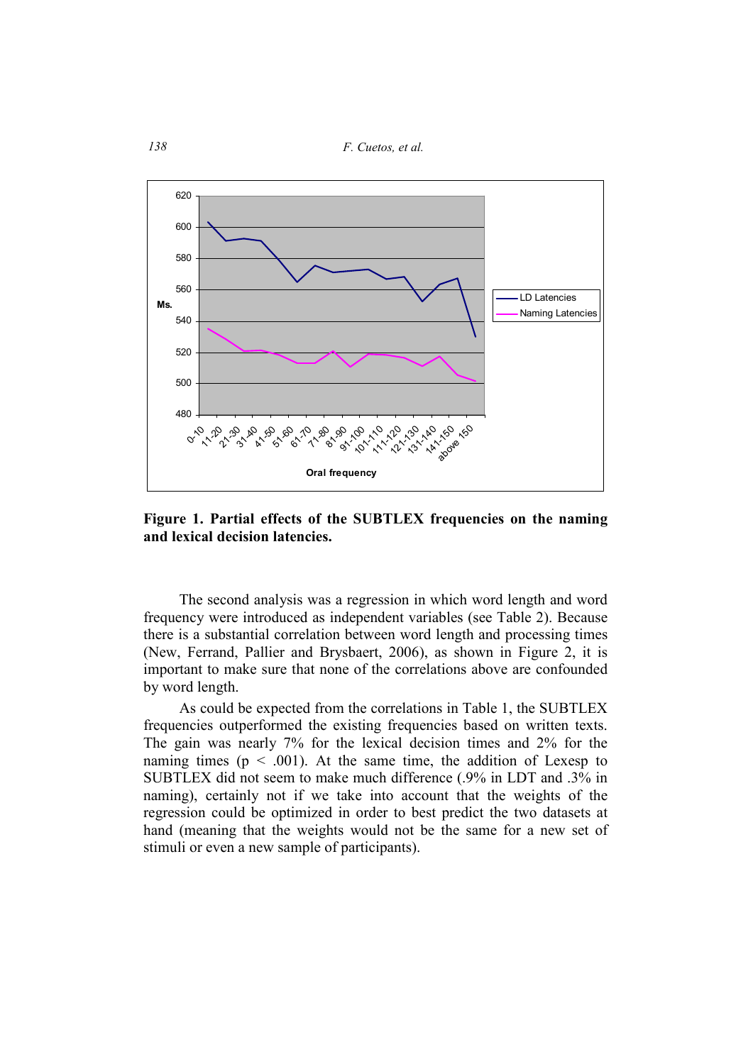620
600
580
560
540
520
500
480

Ms.

0-10
11-20
21-30
31-40
41-50
51-60
61-70
71-80
81-90
91-100
101-110
111-120
121-130
131-140
141-150
above 150

Oral frequency

LD Latencies
Naming Latencies

**Figure 1. Partial effects of the SUBTLEX frequencies on the naming and lexical decision latencies.**

The second analysis was a regression in which word length and word frequency were introduced as independent variables (see Table 2). Because there is a substantial correlation between word length and processing times (New, Ferrand, Pallier and Brysbaert, 2006), as shown in Figure 2, it is important to make sure that none of the correlations above are confounded by word length.

As could be expected from the correlations in Table 1, the SUBTLEX frequencies outperformed the existing frequencies based on written texts. The gain was nearly 7% for the lexical decision times and 2% for the naming times ($p < .001$). At the same time, the addition of Lexesp to SUBTLEX did not seem to make much difference (.9% in LDT and .3% in naming), certainly not if we take into account that the weights of the regression could be optimized in order to best predict the two datasets at hand (meaning that the weights would not be the same for a new set of stimuli or even a new sample of participants).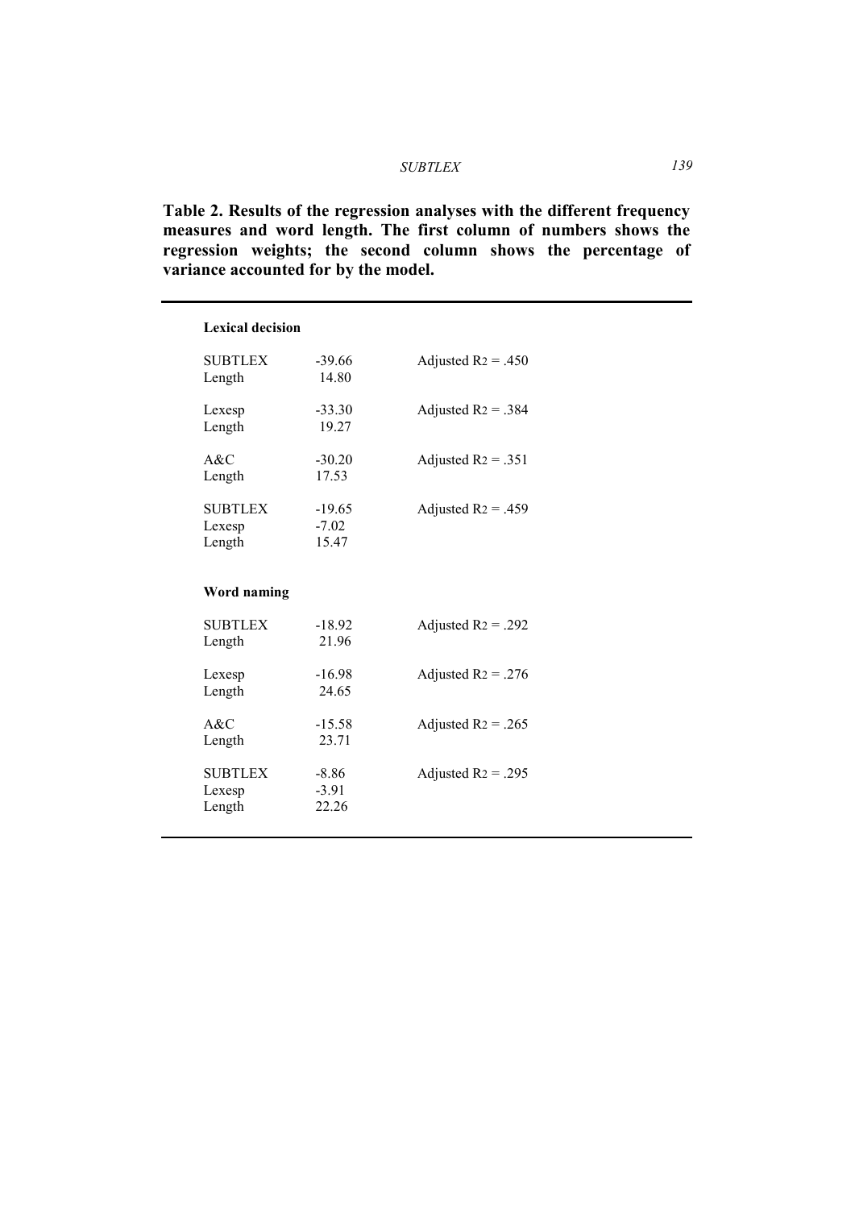**Table 2. Results of the regression analyses with the different frequency measures and word length. The first column of numbers shows the regression weights; the second column shows the percentage of variance accounted for by the model.**

| | | |
|---|---|---|
| **Lexical decision** | | |
| SUBTLEX | -39.66 | Adjusted $R^2 = .450$ |
| Length | 14.80 | |
| Lexesp | -33.30 | Adjusted $R^2 = .384$ |
| Length | 19.27 | |
| A&C | -30.20 | Adjusted $R^2 = .351$ |
| Length | 17.53 | |
| SUBTLEX | -19.65 | Adjusted $R^2 = .459$ |
| Lexesp | -7.02 | |
| Length | 15.47 | |
| **Word naming** | | |
| SUBTLEX | -18.92 | Adjusted $R^2 = .292$ |
| Length | 21.96 | |
| Lexesp | -16.98 | Adjusted $R^2 = .276$ |
| Length | 24.65 | |
| A&C | -15.58 | Adjusted $R^2 = .265$ |
| Length | 23.71 | |
| SUBTLEX | -8.86 | Adjusted $R^2 = .295$ |
| Lexesp | -3.91 | |
| Length | 22.26 | |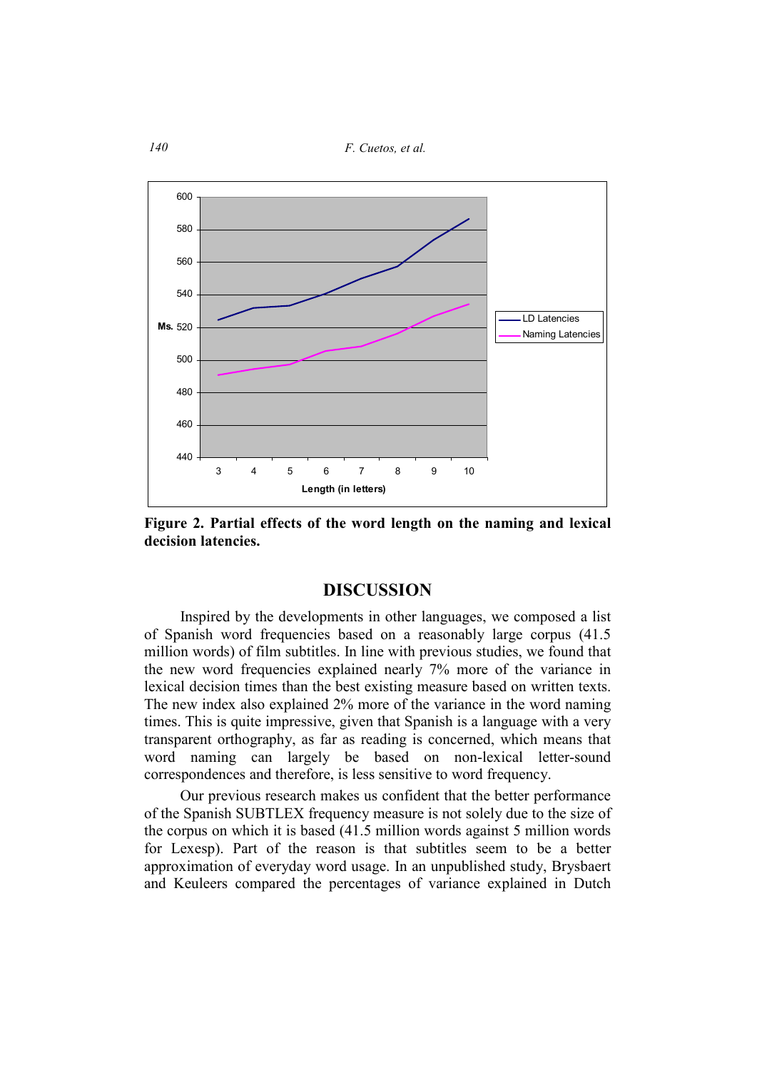600
580
560
540
Ms. 520
500
480
460
440

3 4 5 6 7 8 9 10

Length (in letters)

LD Latencies
Naming Latencies

**Figure 2. Partial effects of the word length on the naming and lexical decision latencies.**

## DISCUSSION

Inspired by the developments in other languages, we composed a list of Spanish word frequencies based on a reasonably large corpus (41.5 million words) of film subtitles. In line with previous studies, we found that the new word frequencies explained nearly 7% more of the variance in lexical decision times than the best existing measure based on written texts. The new index also explained 2% more of the variance in the word naming times. This is quite impressive, given that Spanish is a language with a very transparent orthography, as far as reading is concerned, which means that word naming can largely be based on non-lexical letter-sound correspondences and therefore, is less sensitive to word frequency.

Our previous research makes us confident that the better performance of the Spanish SUBTLEX frequency measure is not solely due to the size of the corpus on which it is based (41.5 million words against 5 million words for Lexesp). Part of the reason is that subtitles seem to be a better approximation of everyday word usage. In an unpublished study, Brysbaert and Keuleers compared the percentages of variance explained in Dutch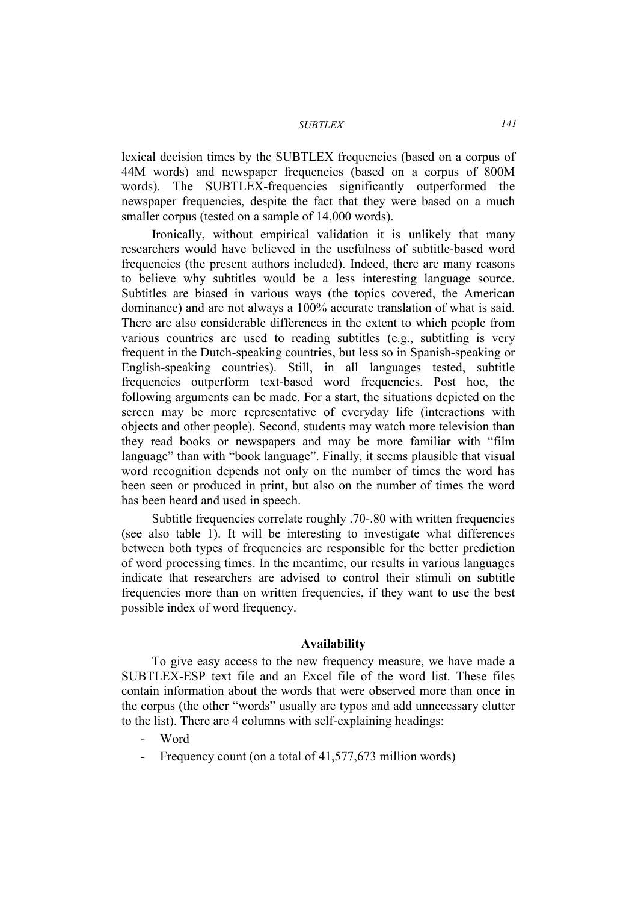lexical decision times by the SUBTLEX frequencies (based on a corpus of 44M words) and newspaper frequencies (based on a corpus of 800M words). The SUBTLEX-frequencies significantly outperformed the newspaper frequencies, despite the fact that they were based on a much smaller corpus (tested on a sample of 14,000 words).

Ironically, without empirical validation it is unlikely that many researchers would have believed in the usefulness of subtitle-based word frequencies (the present authors included). Indeed, there are many reasons to believe why subtitles would be a less interesting language source. Subtitles are biased in various ways (the topics covered, the American dominance) and are not always a 100% accurate translation of what is said. There are also considerable differences in the extent to which people from various countries are used to reading subtitles (e.g., subtitling is very frequent in the Dutch-speaking countries, but less so in Spanish-speaking or English-speaking countries). Still, in all languages tested, subtitle frequencies outperform text-based word frequencies. Post hoc, the following arguments can be made. For a start, the situations depicted on the screen may be more representative of everyday life (interactions with objects and other people). Second, students may watch more television than they read books or newspapers and may be more familiar with "film language" than with "book language". Finally, it seems plausible that visual word recognition depends not only on the number of times the word has been seen or produced in print, but also on the number of times the word has been heard and used in speech.

Subtitle frequencies correlate roughly .70-.80 with written frequencies (see also table 1). It will be interesting to investigate what differences between both types of frequencies are responsible for the better prediction of word processing times. In the meantime, our results in various languages indicate that researchers are advised to control their stimuli on subtitle frequencies more than on written frequencies, if they want to use the best possible index of word frequency.

## Availability

To give easy access to the new frequency measure, we have made a SUBTLEX-ESP text file and an Excel file of the word list. These files contain information about the words that were observed more than once in the corpus (the other "words" usually are typos and add unnecessary clutter to the list). There are 4 columns with self-explaining headings:

- Word
- Frequency count (on a total of 41,577,673 million words)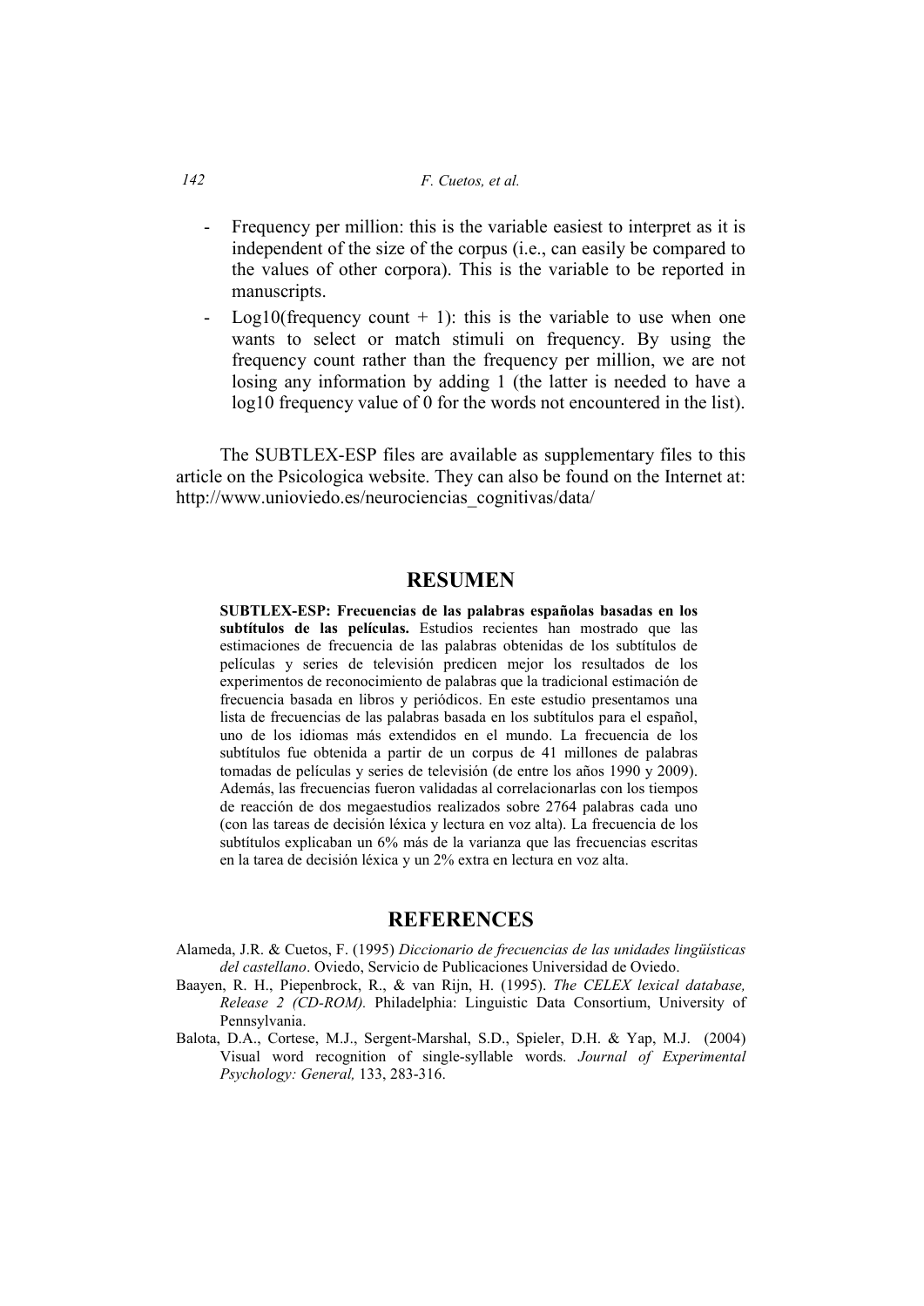- Frequency per million: this is the variable easiest to interpret as it is independent of the size of the corpus (i.e., can easily be compared to the values of other corpora). This is the variable to be reported in manuscripts.
- Log10(frequency count + 1): this is the variable to use when one wants to select or match stimuli on frequency. By using the frequency count rather than the frequency per million, we are not losing any information by adding 1 (the latter is needed to have a log10 frequency value of 0 for the words not encountered in the list).

The SUBTLEX-ESP files are available as supplementary files to this article on the Psicologica website. They can also be found on the Internet at: http://www.unioviedo.es/neurociencias_cognitivas/data/

## RESUMEN

**SUBTLEX-ESP: Frecuencias de las palabras españolas basadas en los subtítulos de las películas.** Estudios recientes han mostrado que las estimaciones de frecuencia de las palabras obtenidas de los subtítulos de películas y series de televisión predicen mejor los resultados de los experimentos de reconocimiento de palabras que la tradicional estimación de frecuencia basada en libros y periódicos. En este estudio presentamos una lista de frecuencias de las palabras basada en los subtítulos para el español, uno de los idiomas más extendidos en el mundo. La frecuencia de los subtítulos fue obtenida a partir de un corpus de 41 millones de palabras tomadas de películas y series de televisión (de entre los años 1990 y 2009). Además, las frecuencias fueron validadas al correlacionarlas con los tiempos de reacción de dos megaestudios realizados sobre 2764 palabras cada uno (con las tareas de decisión léxica y lectura en voz alta). La frecuencia de los subtítulos explicaban un 6% más de la varianza que las frecuencias escritas en la tarea de decisión léxica y un 2% extra en lectura en voz alta.

## REFERENCES

Alameda, J.R. & Cuetos, F. (1995) *Diccionario de frecuencias de las unidades lingüísticas del castellano*. Oviedo, Servicio de Publicaciones Universidad de Oviedo.

Baayen, R. H., Piepenbrock, R., & van Rijn, H. (1995). *The CELEX lexical database, Release 2 (CD-ROM).* Philadelphia: Linguistic Data Consortium, University of Pennsylvania.

Balota, D.A., Cortese, M.J., Sergent-Marshal, S.D., Spieler, D.H. & Yap, M.J. (2004) Visual word recognition of single-syllable words. *Journal of Experimental Psychology: General,* 133, 283-316.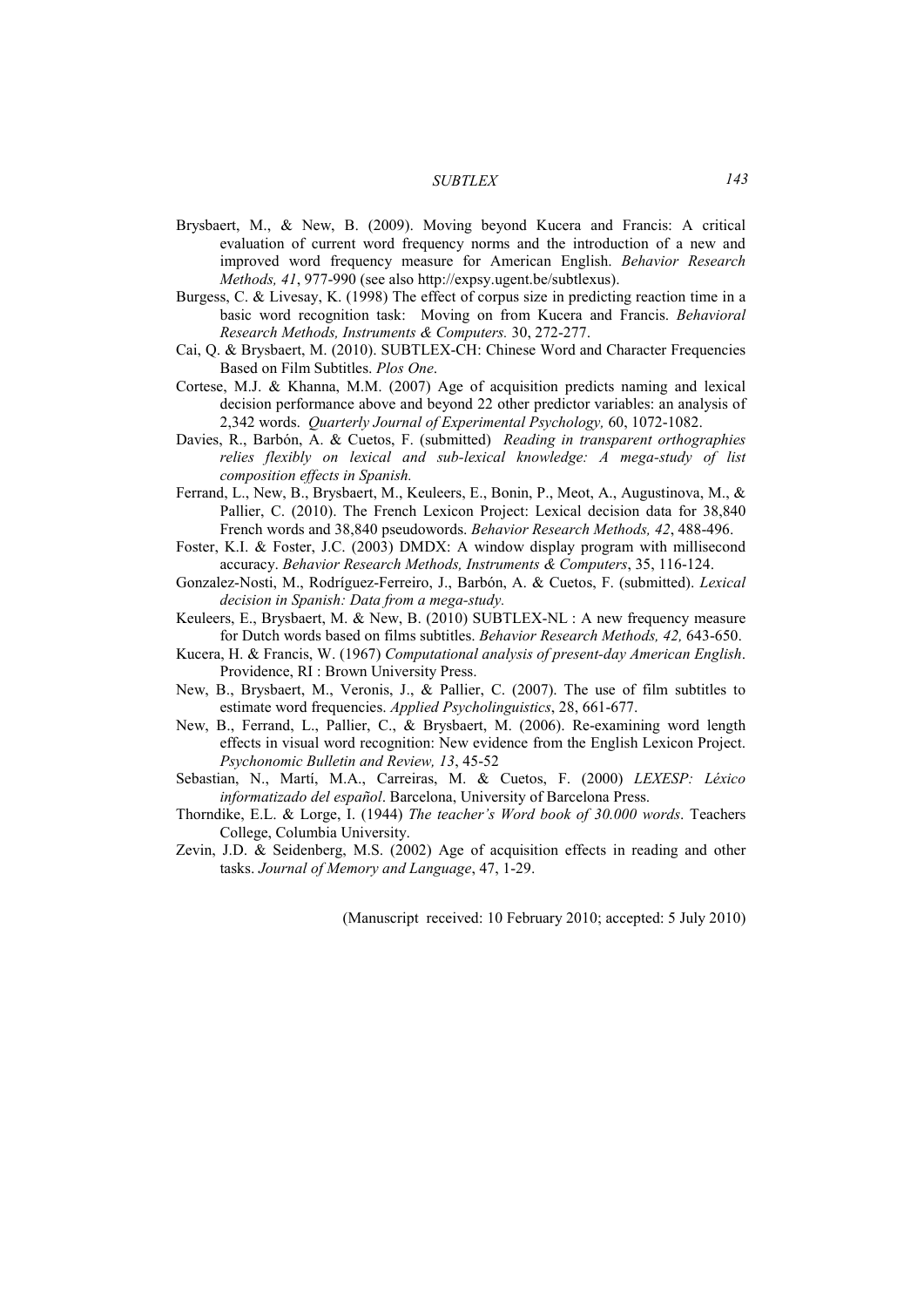Brysbaert, M., & New, B. (2009). Moving beyond Kucera and Francis: A critical evaluation of current word frequency norms and the introduction of a new and improved word frequency measure for American English. *Behavior Research Methods, 41*, 977-990 (see also http://expsy.ugent.be/subtlexus).

Burgess, C. & Livesay, K. (1998) The effect of corpus size in predicting reaction time in a basic word recognition task: Moving on from Kucera and Francis. *Behavioral Research Methods, Instruments & Computers.* 30, 272-277.

Cai, Q. & Brysbaert, M. (2010). SUBTLEX-CH: Chinese Word and Character Frequencies Based on Film Subtitles. *Plos One*.

Cortese, M.J. & Khanna, M.M. (2007) Age of acquisition predicts naming and lexical decision performance above and beyond 22 other predictor variables: an analysis of 2,342 words. *Quarterly Journal of Experimental Psychology,* 60, 1072-1082.

Davies, R., Barbón, A. & Cuetos, F. (submitted) *Reading in transparent orthographies relies flexibly on lexical and sub-lexical knowledge: A mega-study of list composition effects in Spanish.*

Ferrand, L., New, B., Brysbaert, M., Keuleers, E., Bonin, P., Meot, A., Augustinova, M., & Pallier, C. (2010). The French Lexicon Project: Lexical decision data for 38,840 French words and 38,840 pseudowords. *Behavior Research Methods, 42*, 488-496.

Foster, K.I. & Foster, J.C. (2003) DMDX: A window display program with millisecond accuracy. *Behavior Research Methods, Instruments & Computers*, 35, 116-124.

Gonzalez-Nosti, M., Rodríguez-Ferreiro, J., Barbón, A. & Cuetos, F. (submitted). *Lexical decision in Spanish: Data from a mega-study.*

Keuleers, E., Brysbaert, M. & New, B. (2010) SUBTLEX-NL : A new frequency measure for Dutch words based on films subtitles. *Behavior Research Methods, 42,* 643-650.

Kucera, H. & Francis, W. (1967) *Computational analysis of present-day American English*. Providence, RI : Brown University Press.

New, B., Brysbaert, M., Veronis, J., & Pallier, C. (2007). The use of film subtitles to estimate word frequencies. *Applied Psycholinguistics*, 28, 661-677.

New, B., Ferrand, L., Pallier, C., & Brysbaert, M. (2006). Re-examining word length effects in visual word recognition: New evidence from the English Lexicon Project. *Psychonomic Bulletin and Review, 13*, 45-52

Sebastian, N., Martí, M.A., Carreiras, M. & Cuetos, F. (2000) *LEXESP: Léxico informatizado del español*. Barcelona, University of Barcelona Press.

Thorndike, E.L. & Lorge, I. (1944) *The teacher's Word book of 30.000 words*. Teachers College, Columbia University.

Zevin, J.D. & Seidenberg, M.S. (2002) Age of acquisition effects in reading and other tasks. *Journal of Memory and Language*, 47, 1-29.

(Manuscript received: 10 February 2010; accepted: 5 July 2010)